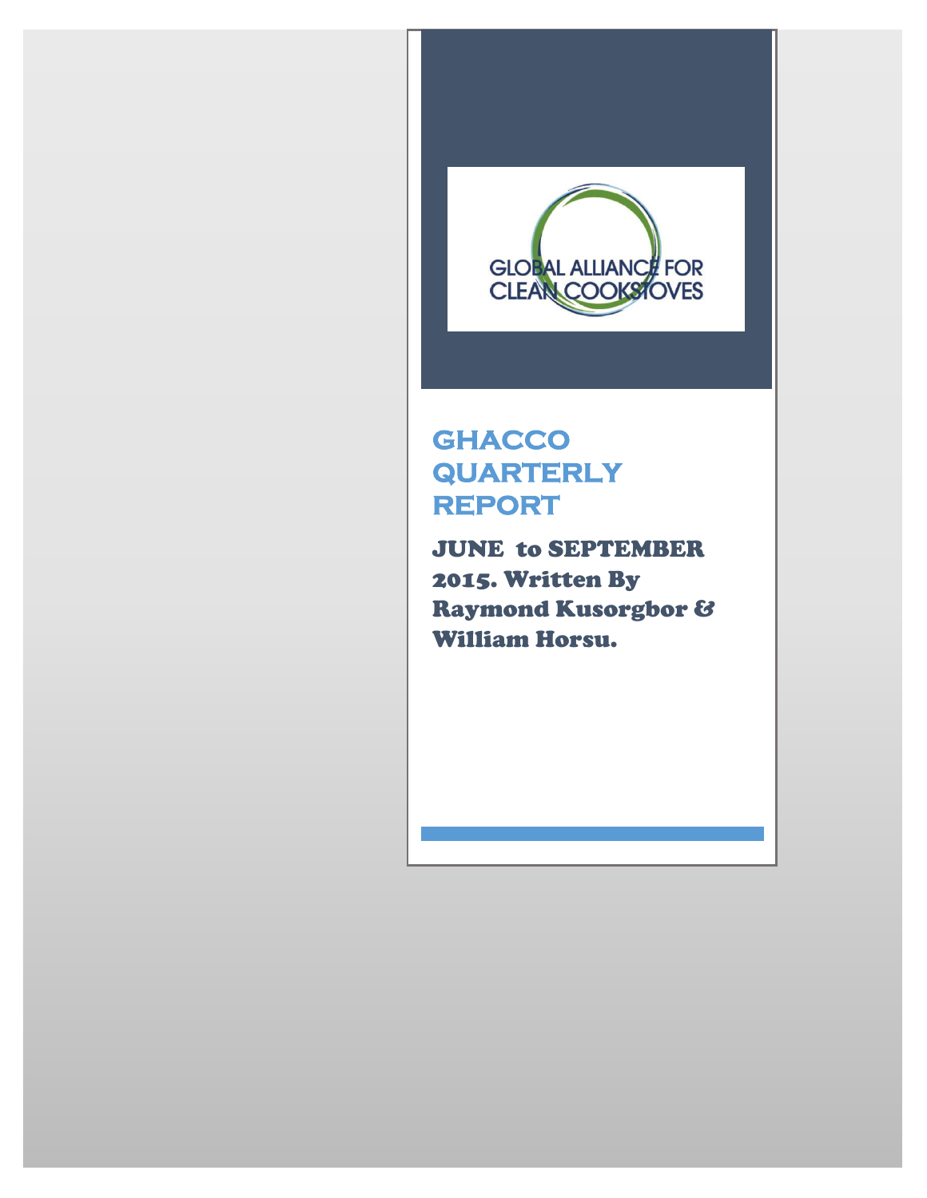GLOBAL ALLIANCE FOR CLEAN COOKSTOVES

# GHACCO QUARTERLY REPORT

**JUNE to SEPTEMBER 2015. Written By Raymond Kusorgbor & William Horsu.**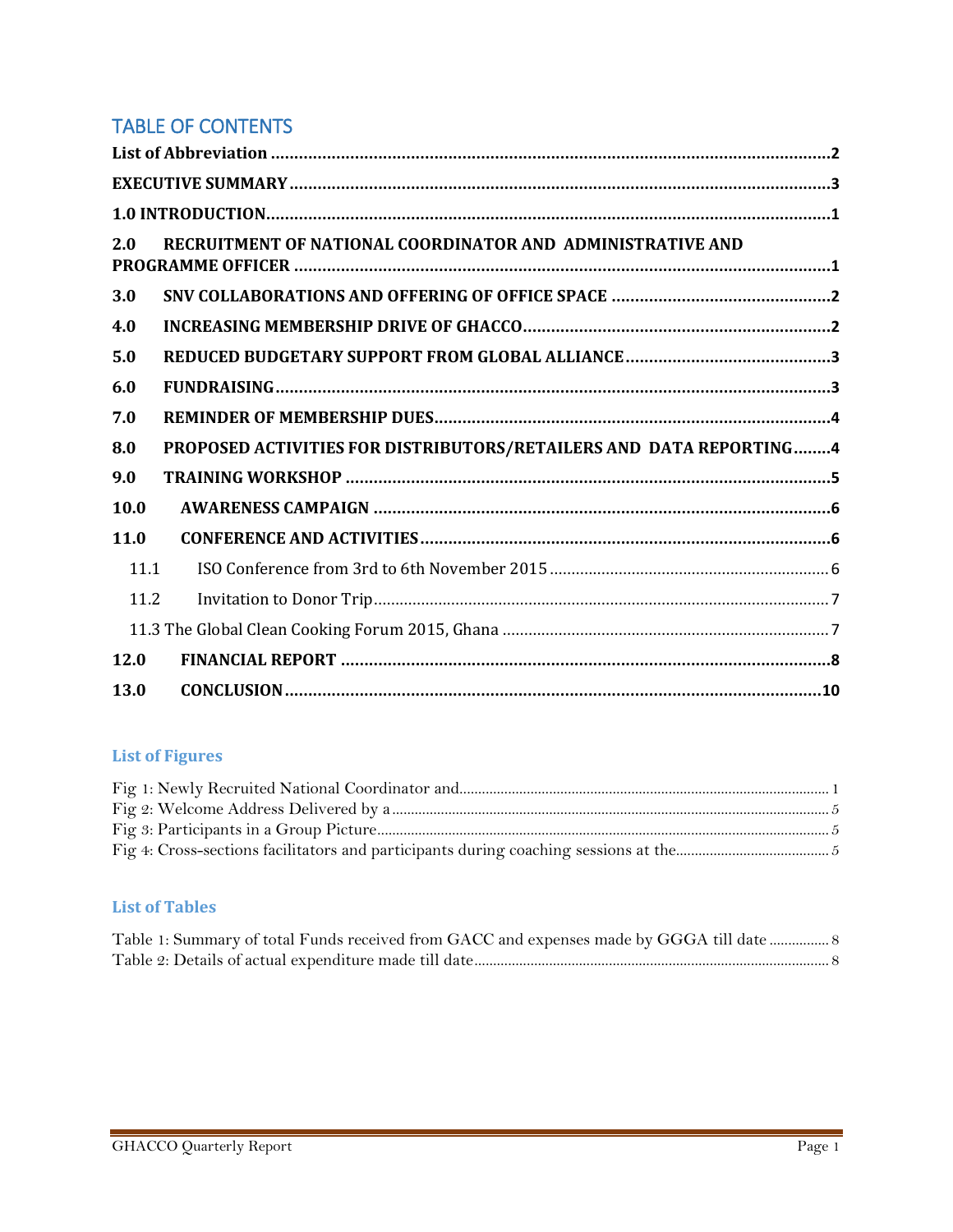## TABLE OF CONTENTS

**List of Abbreviation** ........ 2

**EXECUTIVE SUMMARY** ........ 3

**1.0 INTRODUCTION** ........ 1

**2.0 RECRUITMENT OF NATIONAL COORDINATOR AND ADMINISTRATIVE AND PROGRAMME OFFICER** ........ 1

**3.0 SNV COLLABORATIONS AND OFFERING OF OFFICE SPACE** ........ 2

**4.0 INCREASING MEMBERSHIP DRIVE OF GHACCO** ........ 2

**5.0 REDUCED BUDGETARY SUPPORT FROM GLOBAL ALLIANCE** ........ 3

**6.0 FUNDRAISING** ........ 3

**7.0 REMINDER OF MEMBERSHIP DUES** ........ 4

**8.0 PROPOSED ACTIVITIES FOR DISTRIBUTORS/RETAILERS AND DATA REPORTING** ........ 4

**9.0 TRAINING WORKSHOP** ........ 5

**10.0 AWARENESS CAMPAIGN** ........ 6

**11.0 CONFERENCE AND ACTIVITIES** ........ 6

- 11.1 ISO Conference from 3rd to 6th November 2015 ........ 6
- 11.2 Invitation to Donor Trip ........ 7
- 11.3 The Global Clean Cooking Forum 2015, Ghana ........ 7

**12.0 FINANCIAL REPORT** ........ 8

**13.0 CONCLUSION** ........ 10

### List of Figures

Fig 1: Newly Recruited National Coordinator and ........ 1
Fig 2: Welcome Address Delivered by a ........ 5
Fig 3: Participants in a Group Picture ........ 5
Fig 4: Cross-sections facilitators and participants during coaching sessions at the ........ 5

### List of Tables

Table 1: Summary of total Funds received from GACC and expenses made by GGGA till date ........ 8
Table 2: Details of actual expenditure made till date ........ 8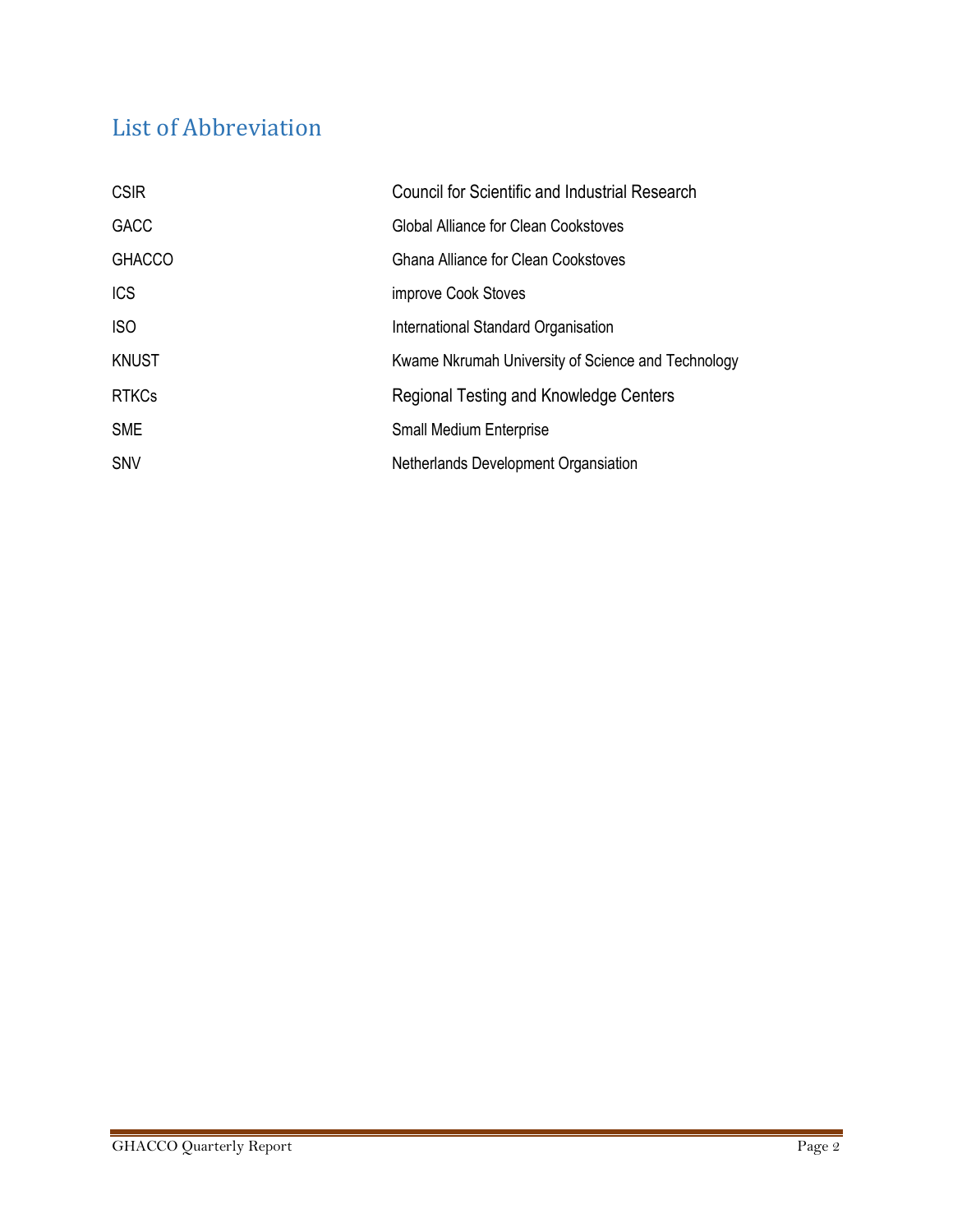## List of Abbreviation

| | |
|---|---|
| CSIR | Council for Scientific and Industrial Research |
| GACC | Global Alliance for Clean Cookstoves |
| GHACCO | Ghana Alliance for Clean Cookstoves |
| ICS | improve Cook Stoves |
| ISO | International Standard Organisation |
| KNUST | Kwame Nkrumah University of Science and Technology |
| RTKCs | Regional Testing and Knowledge Centers |
| SME | Small Medium Enterprise |
| SNV | Netherlands Development Organsiation |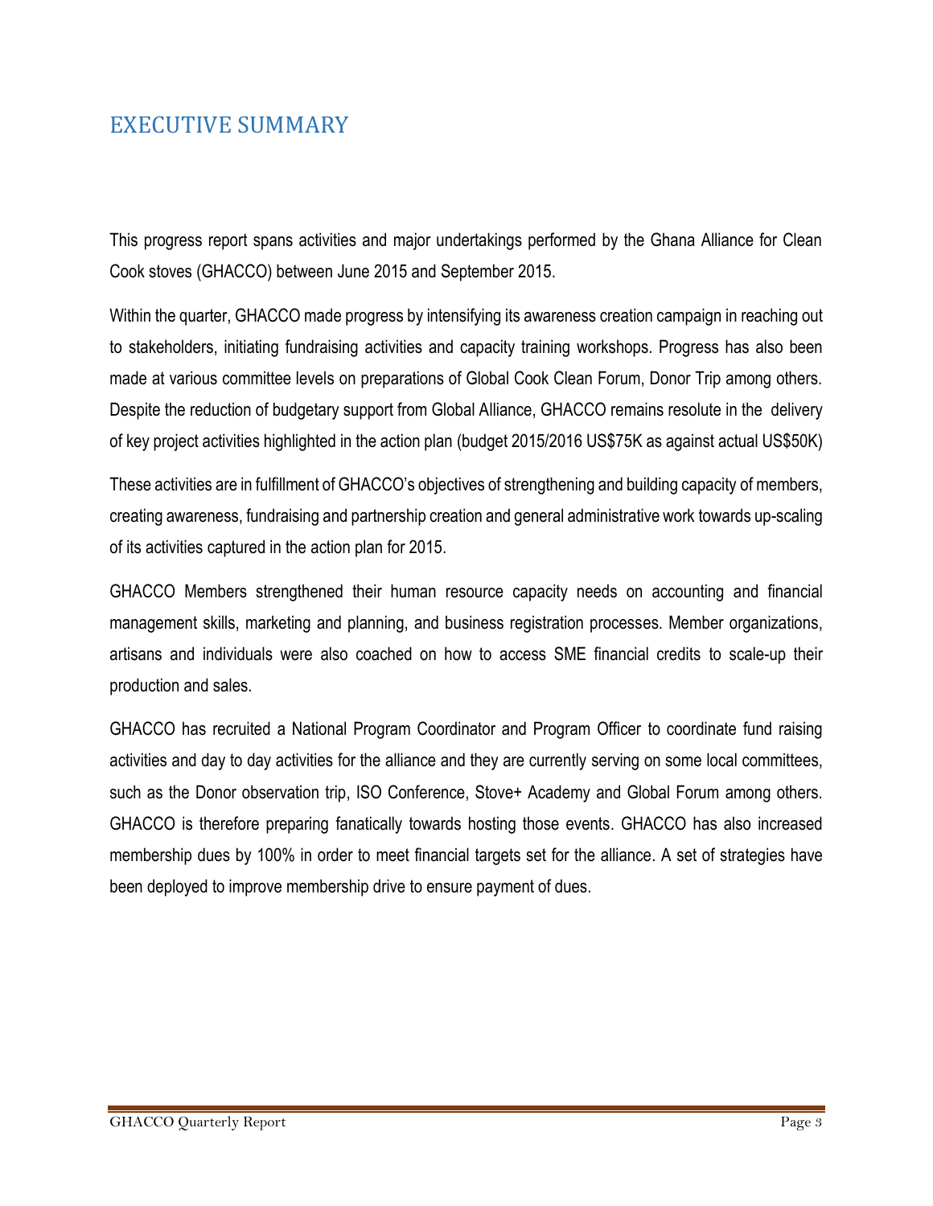# EXECUTIVE SUMMARY

This progress report spans activities and major undertakings performed by the Ghana Alliance for Clean Cook stoves (GHACCO) between June 2015 and September 2015.

Within the quarter, GHACCO made progress by intensifying its awareness creation campaign in reaching out to stakeholders, initiating fundraising activities and capacity training workshops. Progress has also been made at various committee levels on preparations of Global Cook Clean Forum, Donor Trip among others. Despite the reduction of budgetary support from Global Alliance, GHACCO remains resolute in the delivery of key project activities highlighted in the action plan (budget 2015/2016 US$75K as against actual US$50K)

These activities are in fulfillment of GHACCO's objectives of strengthening and building capacity of members, creating awareness, fundraising and partnership creation and general administrative work towards up-scaling of its activities captured in the action plan for 2015.

GHACCO Members strengthened their human resource capacity needs on accounting and financial management skills, marketing and planning, and business registration processes. Member organizations, artisans and individuals were also coached on how to access SME financial credits to scale-up their production and sales.

GHACCO has recruited a National Program Coordinator and Program Officer to coordinate fund raising activities and day to day activities for the alliance and they are currently serving on some local committees, such as the Donor observation trip, ISO Conference, Stove+ Academy and Global Forum among others. GHACCO is therefore preparing fanatically towards hosting those events. GHACCO has also increased membership dues by 100% in order to meet financial targets set for the alliance. A set of strategies have been deployed to improve membership drive to ensure payment of dues.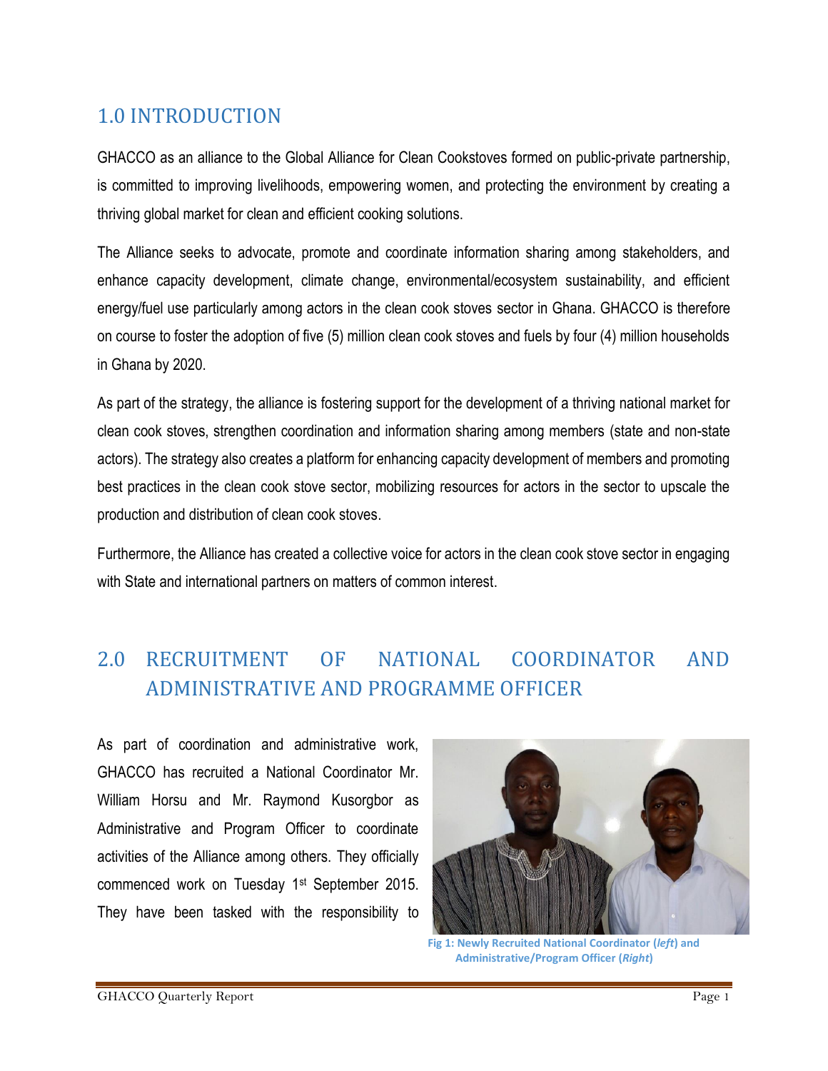## 1.0 INTRODUCTION

GHACCO as an alliance to the Global Alliance for Clean Cookstoves formed on public-private partnership, is committed to improving livelihoods, empowering women, and protecting the environment by creating a thriving global market for clean and efficient cooking solutions.

The Alliance seeks to advocate, promote and coordinate information sharing among stakeholders, and enhance capacity development, climate change, environmental/ecosystem sustainability, and efficient energy/fuel use particularly among actors in the clean cook stoves sector in Ghana. GHACCO is therefore on course to foster the adoption of five (5) million clean cook stoves and fuels by four (4) million households in Ghana by 2020.

As part of the strategy, the alliance is fostering support for the development of a thriving national market for clean cook stoves, strengthen coordination and information sharing among members (state and non-state actors). The strategy also creates a platform for enhancing capacity development of members and promoting best practices in the clean cook stove sector, mobilizing resources for actors in the sector to upscale the production and distribution of clean cook stoves.

Furthermore, the Alliance has created a collective voice for actors in the clean cook stove sector in engaging with State and international partners on matters of common interest.

## 2.0 RECRUITMENT OF NATIONAL COORDINATOR AND ADMINISTRATIVE AND PROGRAMME OFFICER

As part of coordination and administrative work, GHACCO has recruited a National Coordinator Mr. William Horsu and Mr. Raymond Kusorgbor as Administrative and Program Officer to coordinate activities of the Alliance among others. They officially commenced work on Tuesday 1st September 2015. They have been tasked with the responsibility to

**Fig 1: Newly Recruited National Coordinator (*left*) and Administrative/Program Officer (*Right*)**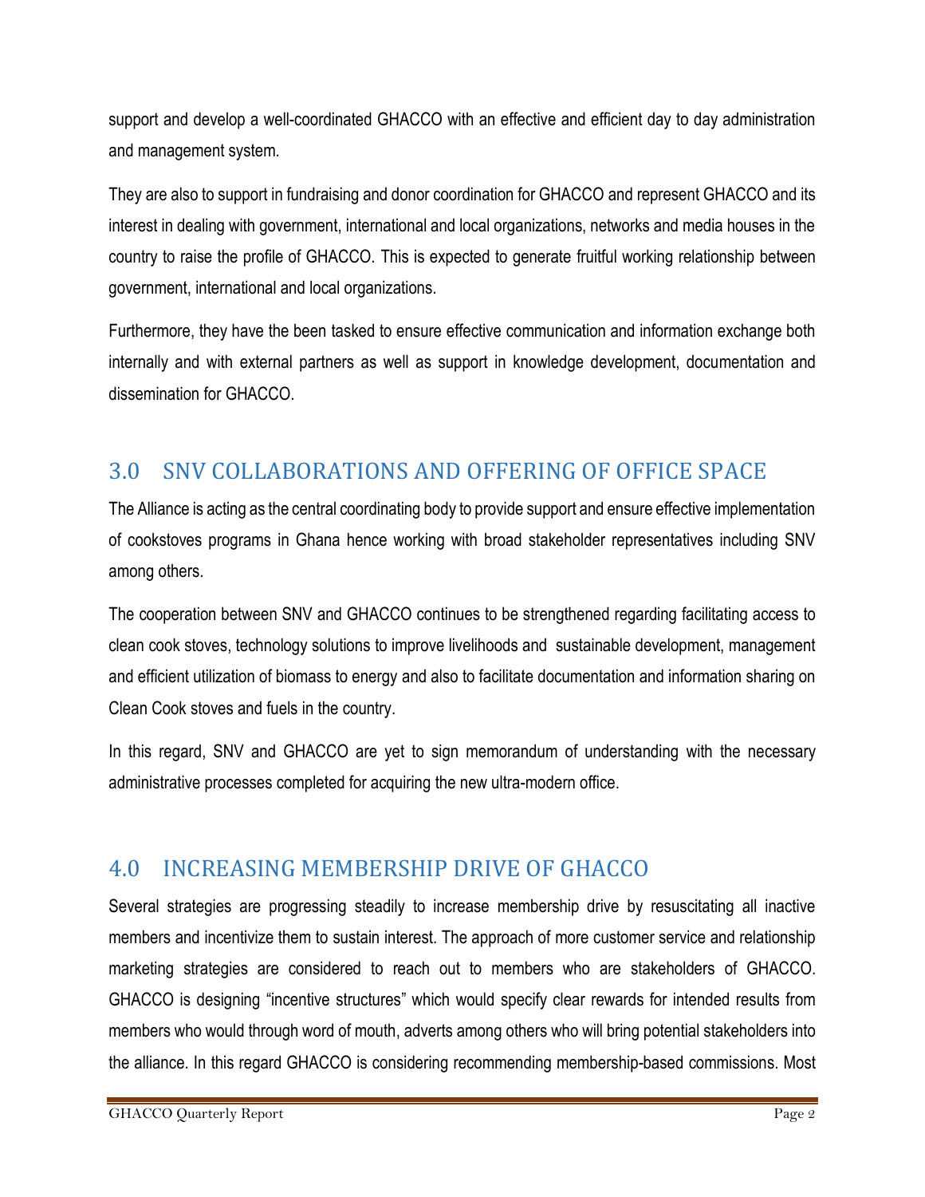support and develop a well-coordinated GHACCO with an effective and efficient day to day administration and management system.

They are also to support in fundraising and donor coordination for GHACCO and represent GHACCO and its interest in dealing with government, international and local organizations, networks and media houses in the country to raise the profile of GHACCO. This is expected to generate fruitful working relationship between government, international and local organizations.

Furthermore, they have the been tasked to ensure effective communication and information exchange both internally and with external partners as well as support in knowledge development, documentation and dissemination for GHACCO.

## 3.0 SNV COLLABORATIONS AND OFFERING OF OFFICE SPACE

The Alliance is acting as the central coordinating body to provide support and ensure effective implementation of cookstoves programs in Ghana hence working with broad stakeholder representatives including SNV among others.

The cooperation between SNV and GHACCO continues to be strengthened regarding facilitating access to clean cook stoves, technology solutions to improve livelihoods and sustainable development, management and efficient utilization of biomass to energy and also to facilitate documentation and information sharing on Clean Cook stoves and fuels in the country.

In this regard, SNV and GHACCO are yet to sign memorandum of understanding with the necessary administrative processes completed for acquiring the new ultra-modern office.

## 4.0 INCREASING MEMBERSHIP DRIVE OF GHACCO

Several strategies are progressing steadily to increase membership drive by resuscitating all inactive members and incentivize them to sustain interest. The approach of more customer service and relationship marketing strategies are considered to reach out to members who are stakeholders of GHACCO. GHACCO is designing "incentive structures" which would specify clear rewards for intended results from members who would through word of mouth, adverts among others who will bring potential stakeholders into the alliance. In this regard GHACCO is considering recommending membership-based commissions. Most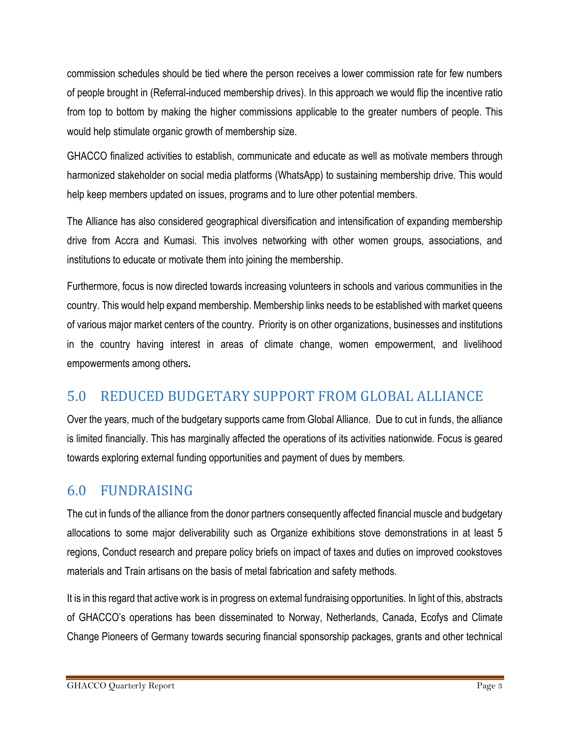commission schedules should be tied where the person receives a lower commission rate for few numbers of people brought in (Referral-induced membership drives). In this approach we would flip the incentive ratio from top to bottom by making the higher commissions applicable to the greater numbers of people. This would help stimulate organic growth of membership size.

GHACCO finalized activities to establish, communicate and educate as well as motivate members through harmonized stakeholder on social media platforms (WhatsApp) to sustaining membership drive. This would help keep members updated on issues, programs and to lure other potential members.

The Alliance has also considered geographical diversification and intensification of expanding membership drive from Accra and Kumasi. This involves networking with other women groups, associations, and institutions to educate or motivate them into joining the membership.

Furthermore, focus is now directed towards increasing volunteers in schools and various communities in the country. This would help expand membership. Membership links needs to be established with market queens of various major market centers of the country. Priority is on other organizations, businesses and institutions in the country having interest in areas of climate change, women empowerment, and livelihood empowerments among others**.**

## 5.0 REDUCED BUDGETARY SUPPORT FROM GLOBAL ALLIANCE

Over the years, much of the budgetary supports came from Global Alliance. Due to cut in funds, the alliance is limited financially. This has marginally affected the operations of its activities nationwide. Focus is geared towards exploring external funding opportunities and payment of dues by members.

## 6.0 FUNDRAISING

The cut in funds of the alliance from the donor partners consequently affected financial muscle and budgetary allocations to some major deliverability such as Organize exhibitions stove demonstrations in at least 5 regions, Conduct research and prepare policy briefs on impact of taxes and duties on improved cookstoves materials and Train artisans on the basis of metal fabrication and safety methods.

It is in this regard that active work is in progress on external fundraising opportunities. In light of this, abstracts of GHACCO's operations has been disseminated to Norway, Netherlands, Canada, Ecofys and Climate Change Pioneers of Germany towards securing financial sponsorship packages, grants and other technical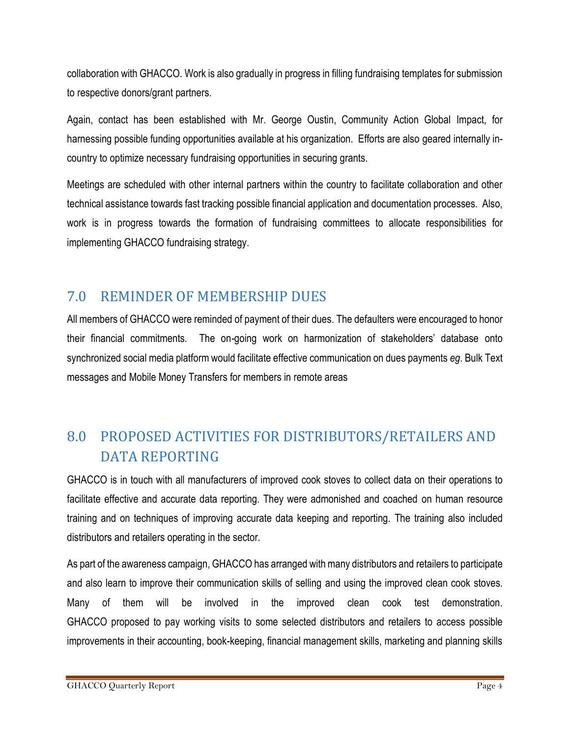collaboration with GHACCO. Work is also gradually in progress in filling fundraising templates for submission to respective donors/grant partners.

Again, contact has been established with Mr. George Oustin, Community Action Global Impact, for harnessing possible funding opportunities available at his organization. Efforts are also geared internally in-country to optimize necessary fundraising opportunities in securing grants.

Meetings are scheduled with other internal partners within the country to facilitate collaboration and other technical assistance towards fast tracking possible financial application and documentation processes. Also, work is in progress towards the formation of fundraising committees to allocate responsibilities for implementing GHACCO fundraising strategy.

## 7.0 REMINDER OF MEMBERSHIP DUES

All members of GHACCO were reminded of payment of their dues. The defaulters were encouraged to honor their financial commitments. The on-going work on harmonization of stakeholders' database onto synchronized social media platform would facilitate effective communication on dues payments *eg*. Bulk Text messages and Mobile Money Transfers for members in remote areas

## 8.0 PROPOSED ACTIVITIES FOR DISTRIBUTORS/RETAILERS AND DATA REPORTING

GHACCO is in touch with all manufacturers of improved cook stoves to collect data on their operations to facilitate effective and accurate data reporting. They were admonished and coached on human resource training and on techniques of improving accurate data keeping and reporting. The training also included distributors and retailers operating in the sector.

As part of the awareness campaign, GHACCO has arranged with many distributors and retailers to participate and also learn to improve their communication skills of selling and using the improved clean cook stoves. Many of them will be involved in the improved clean cook test demonstration. GHACCO proposed to pay working visits to some selected distributors and retailers to access possible improvements in their accounting, book-keeping, financial management skills, marketing and planning skills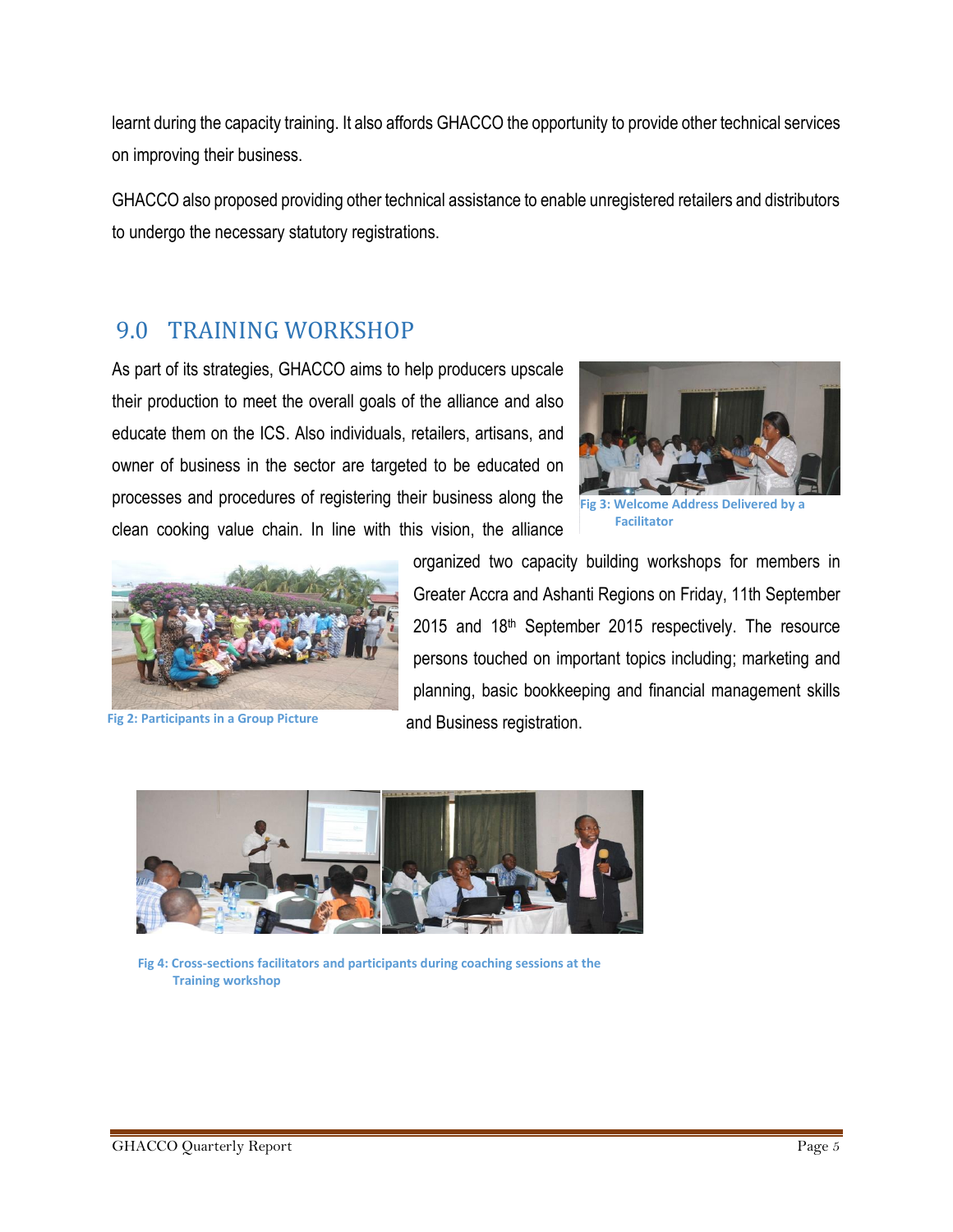learnt during the capacity training. It also affords GHACCO the opportunity to provide other technical services on improving their business.

GHACCO also proposed providing other technical assistance to enable unregistered retailers and distributors to undergo the necessary statutory registrations.

## 9.0 TRAINING WORKSHOP

As part of its strategies, GHACCO aims to help producers upscale their production to meet the overall goals of the alliance and also educate them on the ICS. Also individuals, retailers, artisans, and owner of business in the sector are targeted to be educated on processes and procedures of registering their business along the clean cooking value chain. In line with this vision, the alliance organized two capacity building workshops for members in Greater Accra and Ashanti Regions on Friday, 11th September 2015 and 18th September 2015 respectively. The resource persons touched on important topics including; marketing and planning, basic bookkeeping and financial management skills and Business registration.

**Fig 3: Welcome Address Delivered by a Facilitator**

**Fig 2: Participants in a Group Picture**

**Fig 4: Cross-sections facilitators and participants during coaching sessions at the Training workshop**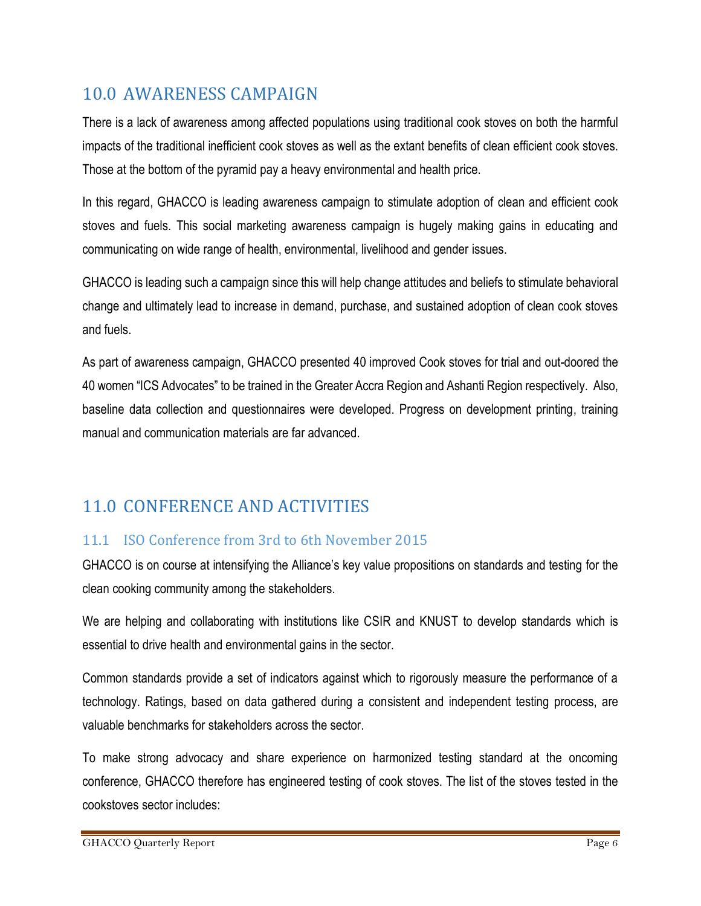## 10.0 AWARENESS CAMPAIGN

There is a lack of awareness among affected populations using traditional cook stoves on both the harmful impacts of the traditional inefficient cook stoves as well as the extant benefits of clean efficient cook stoves. Those at the bottom of the pyramid pay a heavy environmental and health price.

In this regard, GHACCO is leading awareness campaign to stimulate adoption of clean and efficient cook stoves and fuels. This social marketing awareness campaign is hugely making gains in educating and communicating on wide range of health, environmental, livelihood and gender issues.

GHACCO is leading such a campaign since this will help change attitudes and beliefs to stimulate behavioral change and ultimately lead to increase in demand, purchase, and sustained adoption of clean cook stoves and fuels.

As part of awareness campaign, GHACCO presented 40 improved Cook stoves for trial and out-doored the 40 women "ICS Advocates" to be trained in the Greater Accra Region and Ashanti Region respectively. Also, baseline data collection and questionnaires were developed. Progress on development printing, training manual and communication materials are far advanced.

## 11.0 CONFERENCE AND ACTIVITIES

### 11.1 ISO Conference from 3rd to 6th November 2015

GHACCO is on course at intensifying the Alliance's key value propositions on standards and testing for the clean cooking community among the stakeholders.

We are helping and collaborating with institutions like CSIR and KNUST to develop standards which is essential to drive health and environmental gains in the sector.

Common standards provide a set of indicators against which to rigorously measure the performance of a technology. Ratings, based on data gathered during a consistent and independent testing process, are valuable benchmarks for stakeholders across the sector.

To make strong advocacy and share experience on harmonized testing standard at the oncoming conference, GHACCO therefore has engineered testing of cook stoves. The list of the stoves tested in the cookstoves sector includes: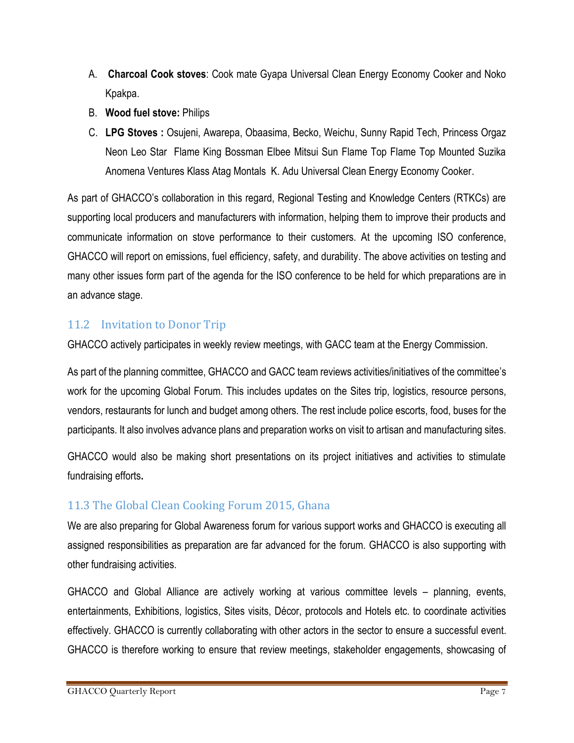A. **Charcoal Cook stoves**: Cook mate Gyapa Universal Clean Energy Economy Cooker and Noko Kpakpa.
B. **Wood fuel stove:** Philips
C. **LPG Stoves :** Osujeni, Awarepa, Obaasima, Becko, Weichu, Sunny Rapid Tech, Princess Orgaz Neon Leo Star Flame King Bossman Elbee Mitsui Sun Flame Top Flame Top Mounted Suzika Anomena Ventures Klass Atag Montals K. Adu Universal Clean Energy Economy Cooker.

As part of GHACCO's collaboration in this regard, Regional Testing and Knowledge Centers (RTKCs) are supporting local producers and manufacturers with information, helping them to improve their products and communicate information on stove performance to their customers. At the upcoming ISO conference, GHACCO will report on emissions, fuel efficiency, safety, and durability. The above activities on testing and many other issues form part of the agenda for the ISO conference to be held for which preparations are in an advance stage.

## 11.2 Invitation to Donor Trip

GHACCO actively participates in weekly review meetings, with GACC team at the Energy Commission.

As part of the planning committee, GHACCO and GACC team reviews activities/initiatives of the committee's work for the upcoming Global Forum. This includes updates on the Sites trip, logistics, resource persons, vendors, restaurants for lunch and budget among others. The rest include police escorts, food, buses for the participants. It also involves advance plans and preparation works on visit to artisan and manufacturing sites.

GHACCO would also be making short presentations on its project initiatives and activities to stimulate fundraising efforts**.**

## 11.3 The Global Clean Cooking Forum 2015, Ghana

We are also preparing for Global Awareness forum for various support works and GHACCO is executing all assigned responsibilities as preparation are far advanced for the forum. GHACCO is also supporting with other fundraising activities.

GHACCO and Global Alliance are actively working at various committee levels – planning, events, entertainments, Exhibitions, logistics, Sites visits, Décor, protocols and Hotels etc. to coordinate activities effectively. GHACCO is currently collaborating with other actors in the sector to ensure a successful event. GHACCO is therefore working to ensure that review meetings, stakeholder engagements, showcasing of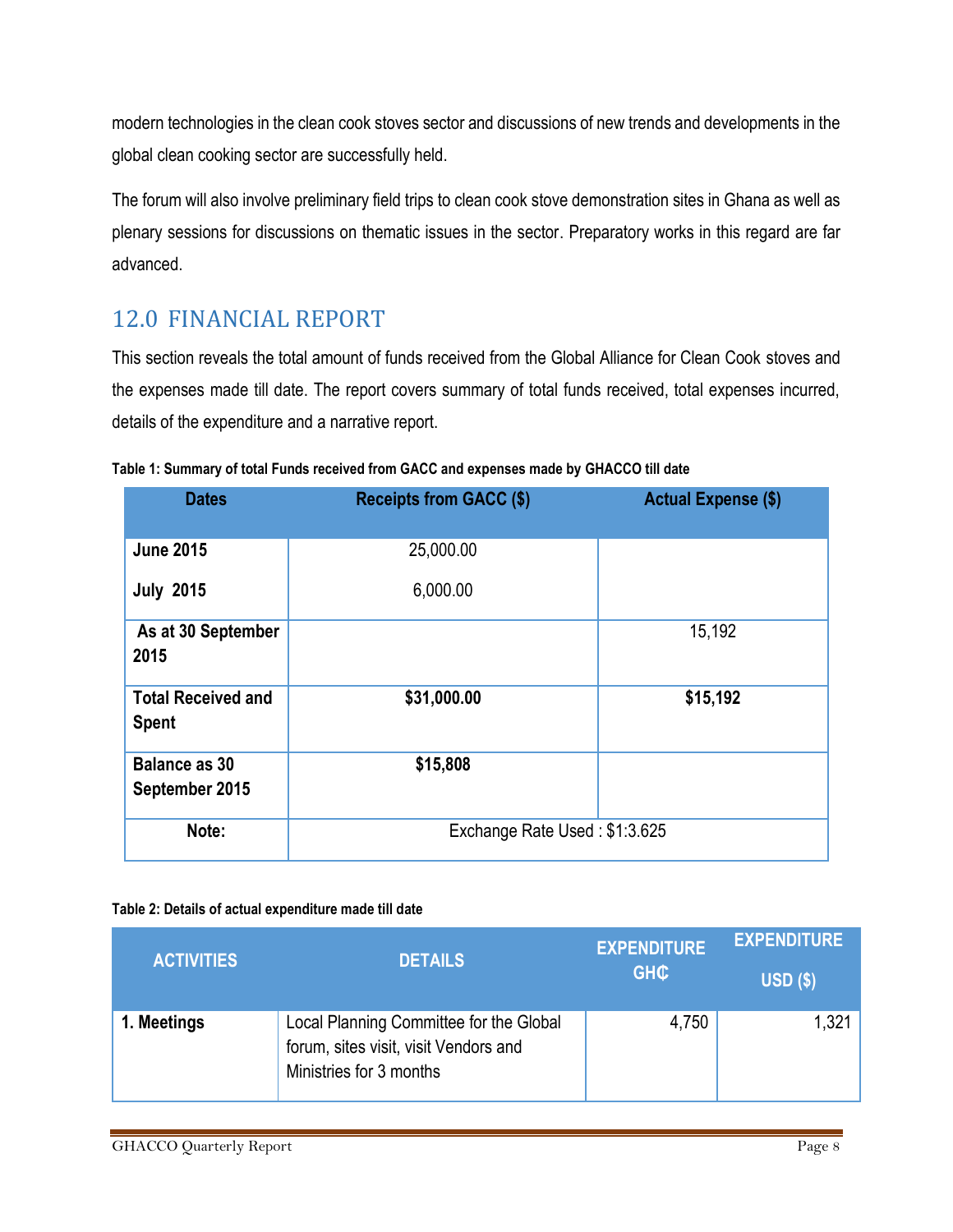modern technologies in the clean cook stoves sector and discussions of new trends and developments in the global clean cooking sector are successfully held.

The forum will also involve preliminary field trips to clean cook stove demonstration sites in Ghana as well as plenary sessions for discussions on thematic issues in the sector. Preparatory works in this regard are far advanced.

## 12.0 FINANCIAL REPORT

This section reveals the total amount of funds received from the Global Alliance for Clean Cook stoves and the expenses made till date. The report covers summary of total funds received, total expenses incurred, details of the expenditure and a narrative report.

**Table 1: Summary of total Funds received from GACC and expenses made by GHACCO till date**

| Dates | Receipts from GACC ($) | Actual Expense ($) |
|---|---|---|
| **June 2015**<br>**July 2015** | 25,000.00<br>6,000.00 | |
| **As at 30 September 2015** | | 15,192 |
| **Total Received and Spent** | **$31,000.00** | **$15,192** |
| **Balance as 30 September 2015** | **$15,808** | |
| **Note:** | Exchange Rate Used : $1:3.625 | |

**Table 2: Details of actual expenditure made till date**

| ACTIVITIES | DETAILS | EXPENDITURE GH₵ | EXPENDITURE USD ($) |
|---|---|---|---|
| **1. Meetings** | Local Planning Committee for the Global forum, sites visit, visit Vendors and Ministries for 3 months | 4,750 | 1,321 |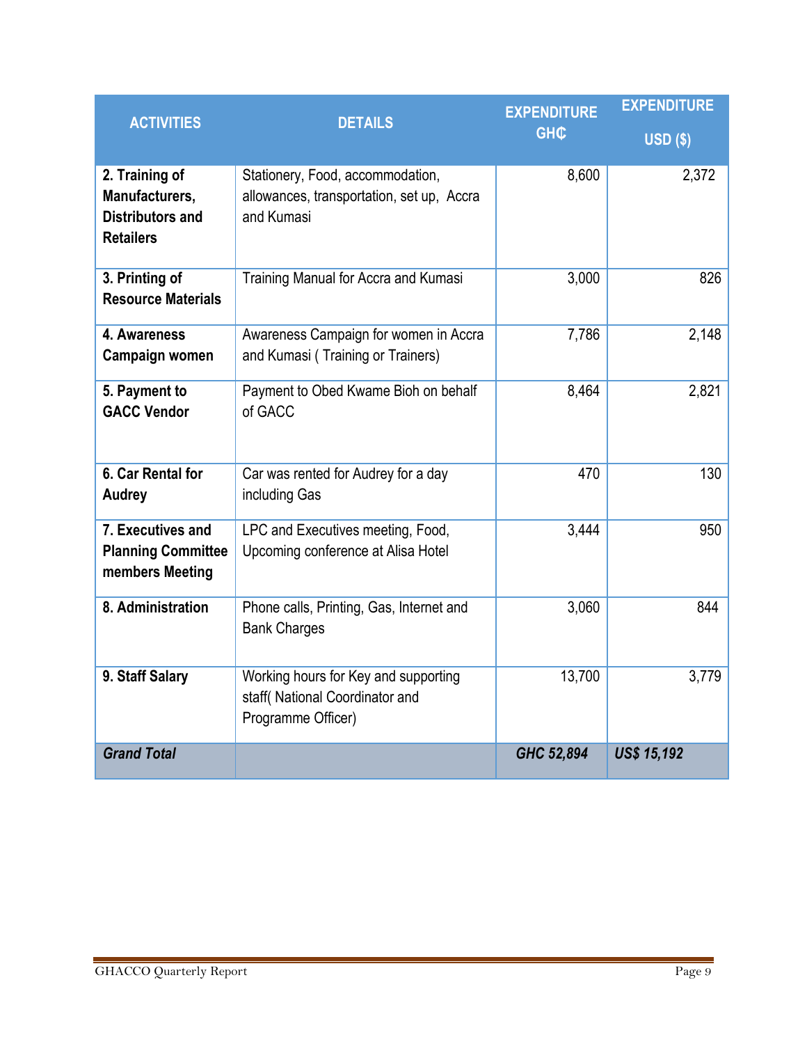| ACTIVITIES | DETAILS | EXPENDITURE GH₵ | EXPENDITURE USD ($) |
|---|---|---|---|
| **2. Training of Manufacturers, Distributors and Retailers** | Stationery, Food, accommodation, allowances, transportation, set up, Accra and Kumasi | 8,600 | 2,372 |
| **3. Printing of Resource Materials** | Training Manual for Accra and Kumasi | 3,000 | 826 |
| **4. Awareness Campaign women** | Awareness Campaign for women in Accra and Kumasi ( Training or Trainers) | 7,786 | 2,148 |
| **5. Payment to GACC Vendor** | Payment to Obed Kwame Bioh on behalf of GACC | 8,464 | 2,821 |
| **6. Car Rental for Audrey** | Car was rented for Audrey for a day including Gas | 470 | 130 |
| **7. Executives and Planning Committee members Meeting** | LPC and Executives meeting, Food, Upcoming conference at Alisa Hotel | 3,444 | 950 |
| **8. Administration** | Phone calls, Printing, Gas, Internet and Bank Charges | 3,060 | 844 |
| **9. Staff Salary** | Working hours for Key and supporting staff( National Coordinator and Programme Officer) | 13,700 | 3,779 |
| ***Grand Total*** | | ***GHC 52,894*** | ***US$ 15,192*** |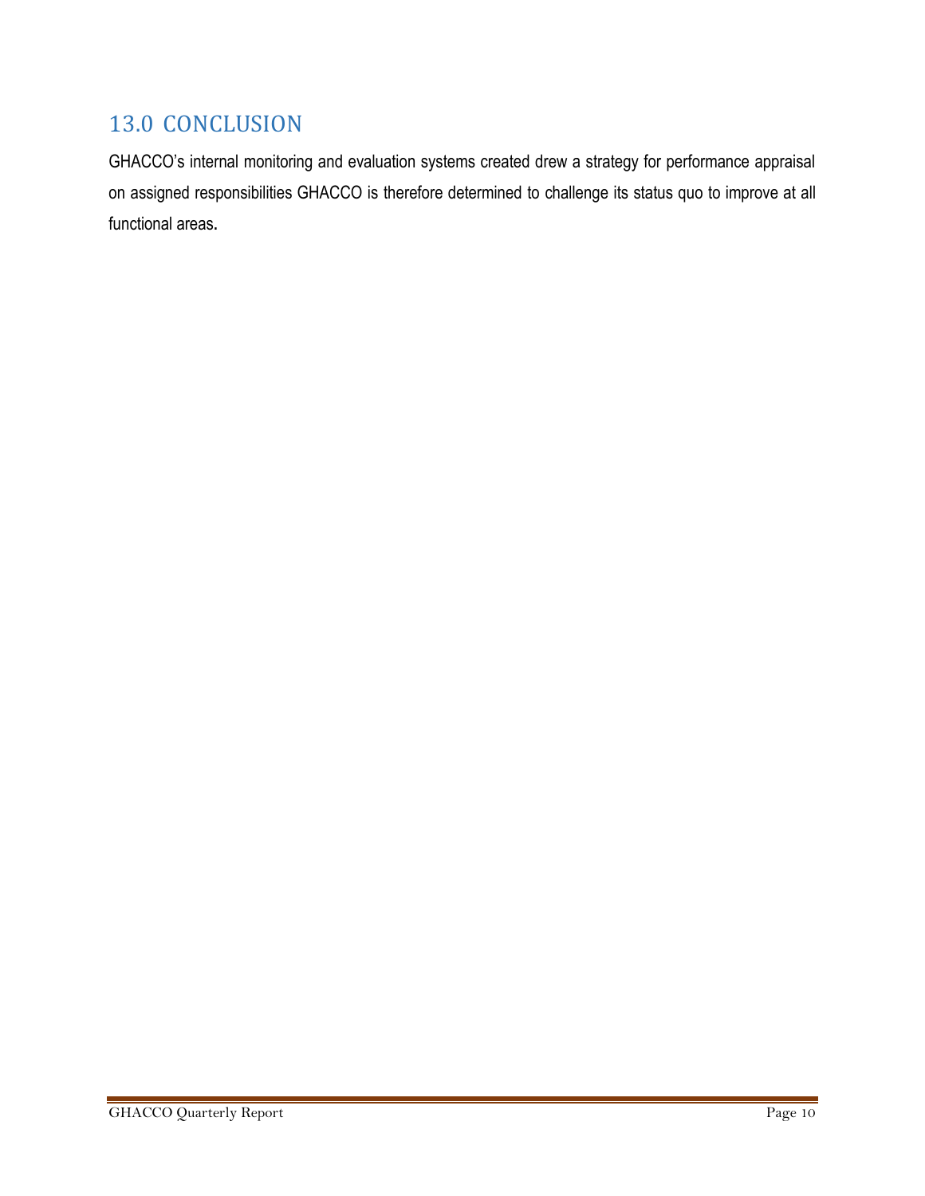## 13.0 CONCLUSION

GHACCO's internal monitoring and evaluation systems created drew a strategy for performance appraisal on assigned responsibilities GHACCO is therefore determined to challenge its status quo to improve at all functional areas.